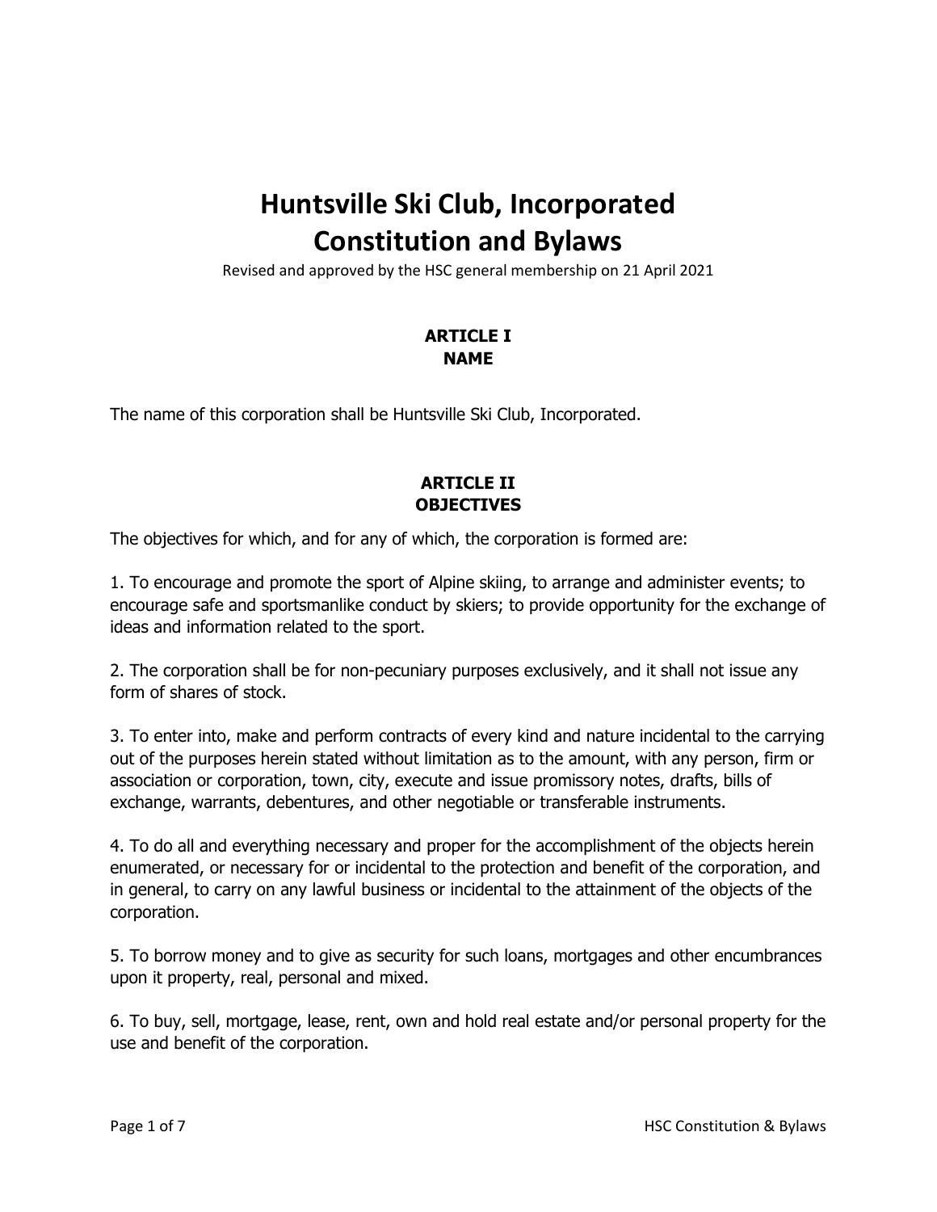# Huntsville Ski Club, Incorporated
# Constitution and Bylaws

Revised and approved by the HSC general membership on 21 April 2021

## ARTICLE I
## NAME

The name of this corporation shall be Huntsville Ski Club, Incorporated.

## ARTICLE II
## OBJECTIVES

The objectives for which, and for any of which, the corporation is formed are:

1. To encourage and promote the sport of Alpine skiing, to arrange and administer events; to encourage safe and sportsmanlike conduct by skiers; to provide opportunity for the exchange of ideas and information related to the sport.

2. The corporation shall be for non-pecuniary purposes exclusively, and it shall not issue any form of shares of stock.

3. To enter into, make and perform contracts of every kind and nature incidental to the carrying out of the purposes herein stated without limitation as to the amount, with any person, firm or association or corporation, town, city, execute and issue promissory notes, drafts, bills of exchange, warrants, debentures, and other negotiable or transferable instruments.

4. To do all and everything necessary and proper for the accomplishment of the objects herein enumerated, or necessary for or incidental to the protection and benefit of the corporation, and in general, to carry on any lawful business or incidental to the attainment of the objects of the corporation.

5. To borrow money and to give as security for such loans, mortgages and other encumbrances upon it property, real, personal and mixed.

6. To buy, sell, mortgage, lease, rent, own and hold real estate and/or personal property for the use and benefit of the corporation.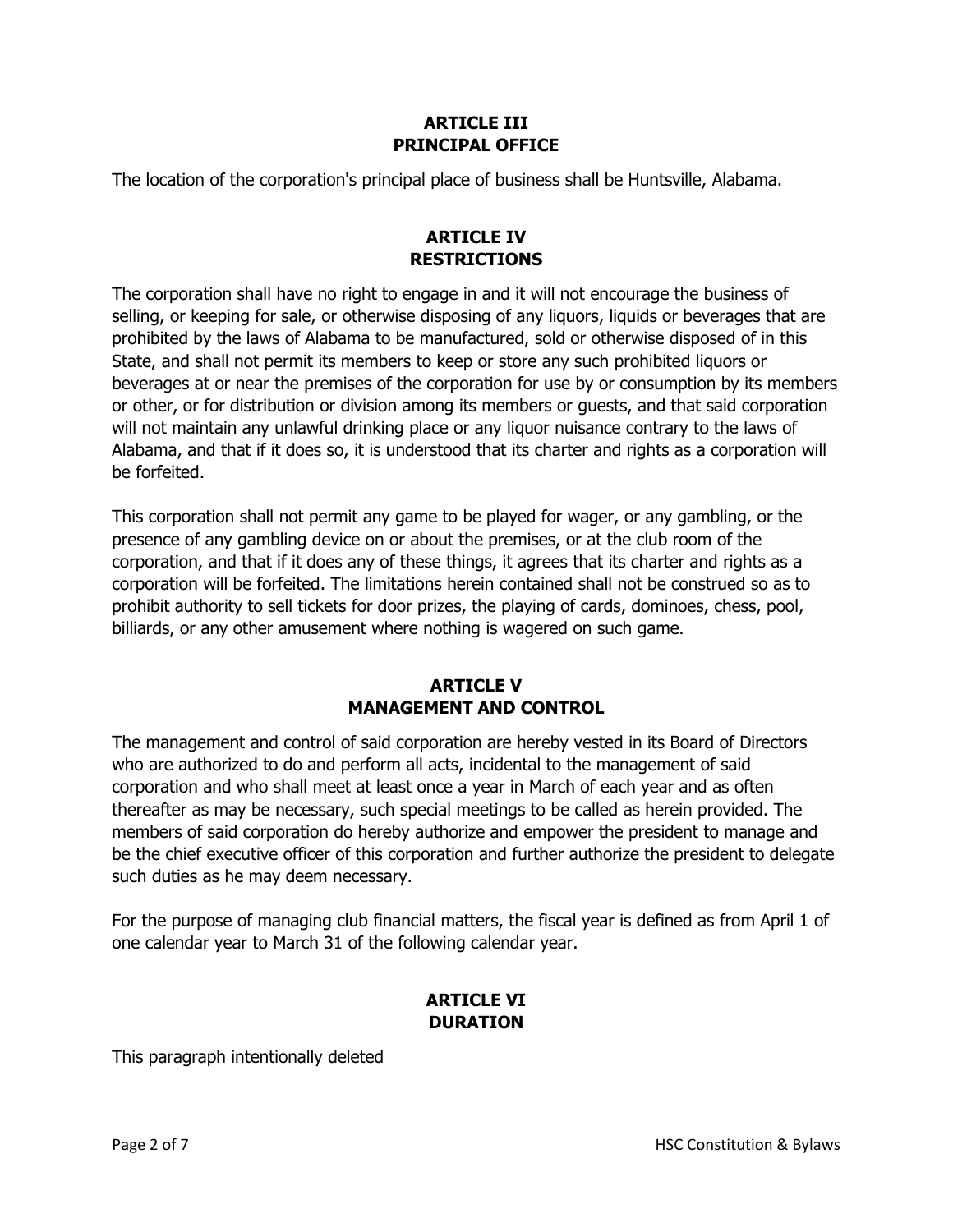## ARTICLE III
## PRINCIPAL OFFICE

The location of the corporation's principal place of business shall be Huntsville, Alabama.

## ARTICLE IV
## RESTRICTIONS

The corporation shall have no right to engage in and it will not encourage the business of selling, or keeping for sale, or otherwise disposing of any liquors, liquids or beverages that are prohibited by the laws of Alabama to be manufactured, sold or otherwise disposed of in this State, and shall not permit its members to keep or store any such prohibited liquors or beverages at or near the premises of the corporation for use by or consumption by its members or other, or for distribution or division among its members or guests, and that said corporation will not maintain any unlawful drinking place or any liquor nuisance contrary to the laws of Alabama, and that if it does so, it is understood that its charter and rights as a corporation will be forfeited.

This corporation shall not permit any game to be played for wager, or any gambling, or the presence of any gambling device on or about the premises, or at the club room of the corporation, and that if it does any of these things, it agrees that its charter and rights as a corporation will be forfeited. The limitations herein contained shall not be construed so as to prohibit authority to sell tickets for door prizes, the playing of cards, dominoes, chess, pool, billiards, or any other amusement where nothing is wagered on such game.

## ARTICLE V
## MANAGEMENT AND CONTROL

The management and control of said corporation are hereby vested in its Board of Directors who are authorized to do and perform all acts, incidental to the management of said corporation and who shall meet at least once a year in March of each year and as often thereafter as may be necessary, such special meetings to be called as herein provided. The members of said corporation do hereby authorize and empower the president to manage and be the chief executive officer of this corporation and further authorize the president to delegate such duties as he may deem necessary.

For the purpose of managing club financial matters, the fiscal year is defined as from April 1 of one calendar year to March 31 of the following calendar year.

## ARTICLE VI
## DURATION

This paragraph intentionally deleted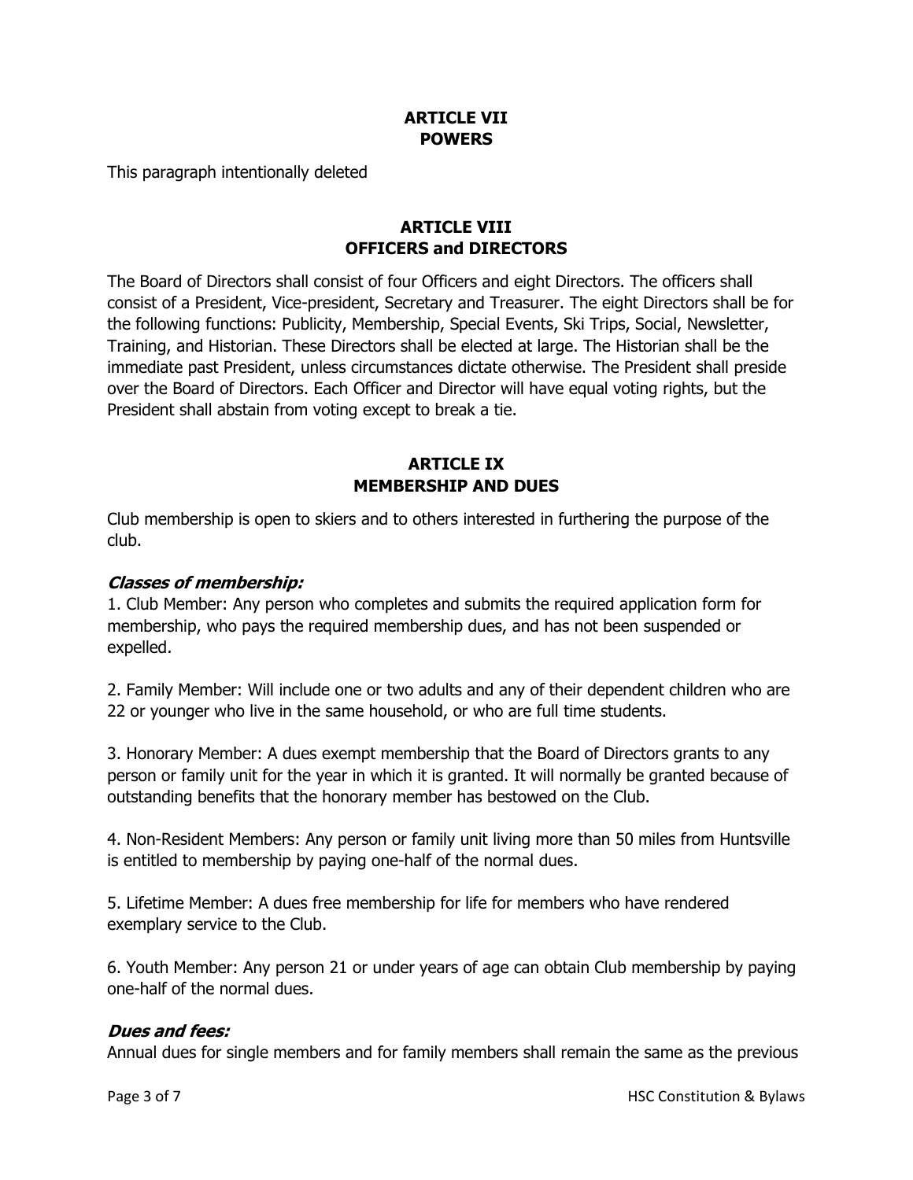## ARTICLE VII
## POWERS

This paragraph intentionally deleted

## ARTICLE VIII
## OFFICERS and DIRECTORS

The Board of Directors shall consist of four Officers and eight Directors. The officers shall consist of a President, Vice-president, Secretary and Treasurer. The eight Directors shall be for the following functions: Publicity, Membership, Special Events, Ski Trips, Social, Newsletter, Training, and Historian. These Directors shall be elected at large. The Historian shall be the immediate past President, unless circumstances dictate otherwise. The President shall preside over the Board of Directors. Each Officer and Director will have equal voting rights, but the President shall abstain from voting except to break a tie.

## ARTICLE IX
## MEMBERSHIP AND DUES

Club membership is open to skiers and to others interested in furthering the purpose of the club.

### *Classes of membership:*

1. Club Member: Any person who completes and submits the required application form for membership, who pays the required membership dues, and has not been suspended or expelled.

2. Family Member: Will include one or two adults and any of their dependent children who are 22 or younger who live in the same household, or who are full time students.

3. Honorary Member: A dues exempt membership that the Board of Directors grants to any person or family unit for the year in which it is granted. It will normally be granted because of outstanding benefits that the honorary member has bestowed on the Club.

4. Non-Resident Members: Any person or family unit living more than 50 miles from Huntsville is entitled to membership by paying one-half of the normal dues.

5. Lifetime Member: A dues free membership for life for members who have rendered exemplary service to the Club.

6. Youth Member: Any person 21 or under years of age can obtain Club membership by paying one-half of the normal dues.

### *Dues and fees:*

Annual dues for single members and for family members shall remain the same as the previous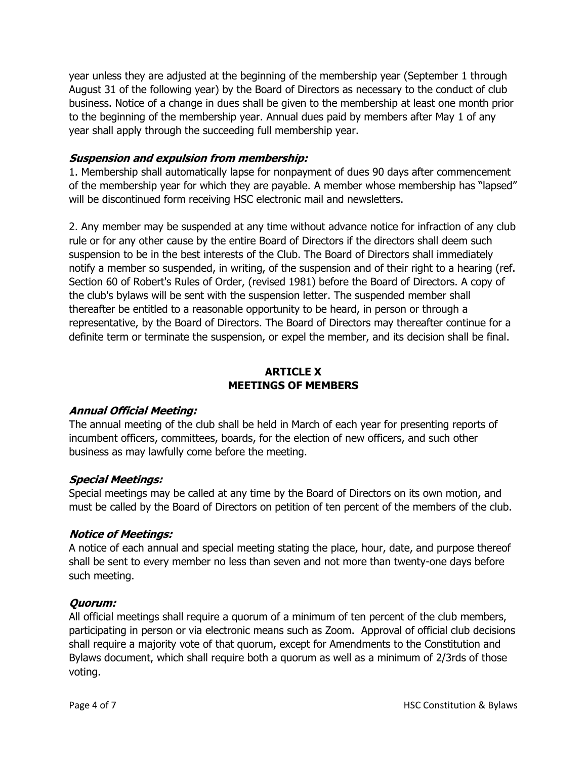year unless they are adjusted at the beginning of the membership year (September 1 through August 31 of the following year) by the Board of Directors as necessary to the conduct of club business. Notice of a change in dues shall be given to the membership at least one month prior to the beginning of the membership year. Annual dues paid by members after May 1 of any year shall apply through the succeeding full membership year.

***Suspension and expulsion from membership:***

1. Membership shall automatically lapse for nonpayment of dues 90 days after commencement of the membership year for which they are payable. A member whose membership has "lapsed" will be discontinued form receiving HSC electronic mail and newsletters.

2. Any member may be suspended at any time without advance notice for infraction of any club rule or for any other cause by the entire Board of Directors if the directors shall deem such suspension to be in the best interests of the Club. The Board of Directors shall immediately notify a member so suspended, in writing, of the suspension and of their right to a hearing (ref. Section 60 of Robert's Rules of Order, (revised 1981) before the Board of Directors. A copy of the club's bylaws will be sent with the suspension letter. The suspended member shall thereafter be entitled to a reasonable opportunity to be heard, in person or through a representative, by the Board of Directors. The Board of Directors may thereafter continue for a definite term or terminate the suspension, or expel the member, and its decision shall be final.

## ARTICLE X
## MEETINGS OF MEMBERS

***Annual Official Meeting:***

The annual meeting of the club shall be held in March of each year for presenting reports of incumbent officers, committees, boards, for the election of new officers, and such other business as may lawfully come before the meeting.

***Special Meetings:***

Special meetings may be called at any time by the Board of Directors on its own motion, and must be called by the Board of Directors on petition of ten percent of the members of the club.

***Notice of Meetings:***

A notice of each annual and special meeting stating the place, hour, date, and purpose thereof shall be sent to every member no less than seven and not more than twenty-one days before such meeting.

***Quorum:***

All official meetings shall require a quorum of a minimum of ten percent of the club members, participating in person or via electronic means such as Zoom. Approval of official club decisions shall require a majority vote of that quorum, except for Amendments to the Constitution and Bylaws document, which shall require both a quorum as well as a minimum of 2/3rds of those voting.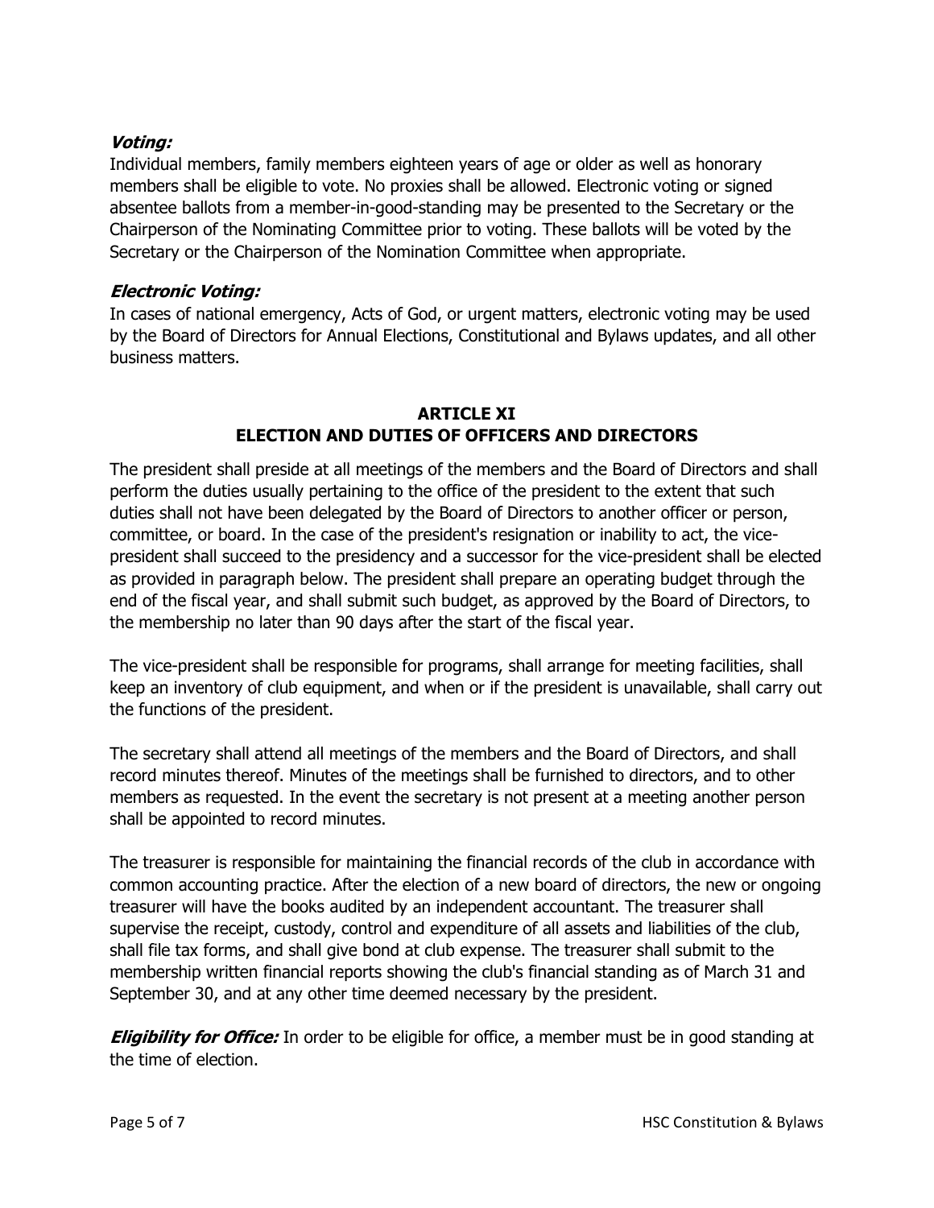***Voting:***
Individual members, family members eighteen years of age or older as well as honorary members shall be eligible to vote. No proxies shall be allowed. Electronic voting or signed absentee ballots from a member-in-good-standing may be presented to the Secretary or the Chairperson of the Nominating Committee prior to voting. These ballots will be voted by the Secretary or the Chairperson of the Nomination Committee when appropriate.

***Electronic Voting:***
In cases of national emergency, Acts of God, or urgent matters, electronic voting may be used by the Board of Directors for Annual Elections, Constitutional and Bylaws updates, and all other business matters.

## ARTICLE XI
## ELECTION AND DUTIES OF OFFICERS AND DIRECTORS

The president shall preside at all meetings of the members and the Board of Directors and shall perform the duties usually pertaining to the office of the president to the extent that such duties shall not have been delegated by the Board of Directors to another officer or person, committee, or board. In the case of the president's resignation or inability to act, the vice-president shall succeed to the presidency and a successor for the vice-president shall be elected as provided in paragraph below. The president shall prepare an operating budget through the end of the fiscal year, and shall submit such budget, as approved by the Board of Directors, to the membership no later than 90 days after the start of the fiscal year.

The vice-president shall be responsible for programs, shall arrange for meeting facilities, shall keep an inventory of club equipment, and when or if the president is unavailable, shall carry out the functions of the president.

The secretary shall attend all meetings of the members and the Board of Directors, and shall record minutes thereof. Minutes of the meetings shall be furnished to directors, and to other members as requested. In the event the secretary is not present at a meeting another person shall be appointed to record minutes.

The treasurer is responsible for maintaining the financial records of the club in accordance with common accounting practice. After the election of a new board of directors, the new or ongoing treasurer will have the books audited by an independent accountant. The treasurer shall supervise the receipt, custody, control and expenditure of all assets and liabilities of the club, shall file tax forms, and shall give bond at club expense. The treasurer shall submit to the membership written financial reports showing the club's financial standing as of March 31 and September 30, and at any other time deemed necessary by the president.

***Eligibility for Office:*** In order to be eligible for office, a member must be in good standing at the time of election.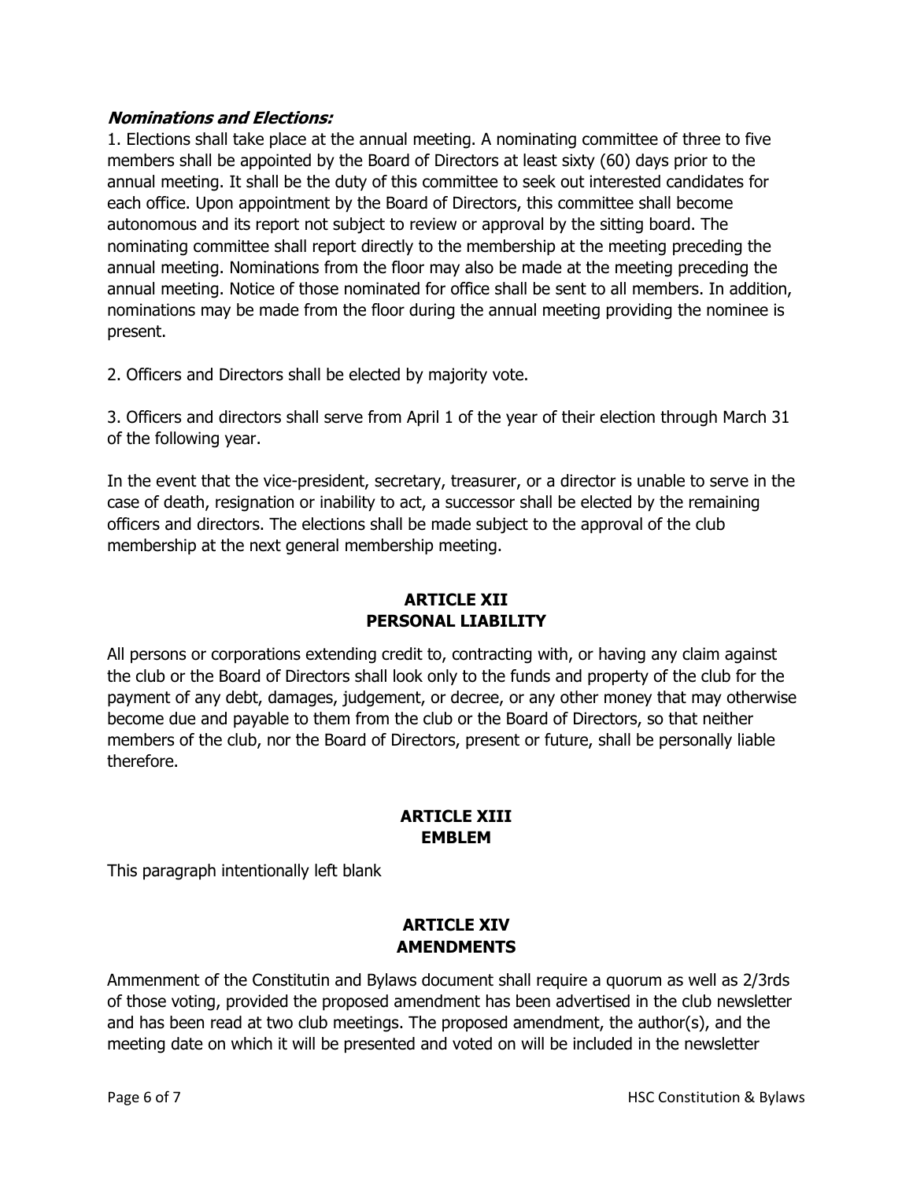***Nominations and Elections:***

1. Elections shall take place at the annual meeting. A nominating committee of three to five members shall be appointed by the Board of Directors at least sixty (60) days prior to the annual meeting. It shall be the duty of this committee to seek out interested candidates for each office. Upon appointment by the Board of Directors, this committee shall become autonomous and its report not subject to review or approval by the sitting board. The nominating committee shall report directly to the membership at the meeting preceding the annual meeting. Nominations from the floor may also be made at the meeting preceding the annual meeting. Notice of those nominated for office shall be sent to all members. In addition, nominations may be made from the floor during the annual meeting providing the nominee is present.

2. Officers and Directors shall be elected by majority vote.

3. Officers and directors shall serve from April 1 of the year of their election through March 31 of the following year.

In the event that the vice-president, secretary, treasurer, or a director is unable to serve in the case of death, resignation or inability to act, a successor shall be elected by the remaining officers and directors. The elections shall be made subject to the approval of the club membership at the next general membership meeting.

## ARTICLE XII
## PERSONAL LIABILITY

All persons or corporations extending credit to, contracting with, or having any claim against the club or the Board of Directors shall look only to the funds and property of the club for the payment of any debt, damages, judgement, or decree, or any other money that may otherwise become due and payable to them from the club or the Board of Directors, so that neither members of the club, nor the Board of Directors, present or future, shall be personally liable therefore.

## ARTICLE XIII
## EMBLEM

This paragraph intentionally left blank

## ARTICLE XIV
## AMENDMENTS

Ammenment of the Constitutin and Bylaws document shall require a quorum as well as 2/3rds of those voting, provided the proposed amendment has been advertised in the club newsletter and has been read at two club meetings. The proposed amendment, the author(s), and the meeting date on which it will be presented and voted on will be included in the newsletter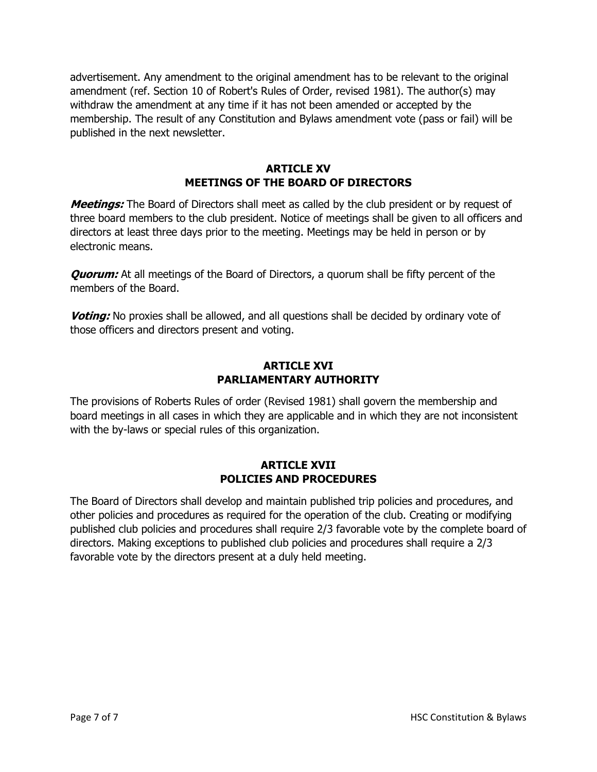advertisement. Any amendment to the original amendment has to be relevant to the original amendment (ref. Section 10 of Robert's Rules of Order, revised 1981). The author(s) may withdraw the amendment at any time if it has not been amended or accepted by the membership. The result of any Constitution and Bylaws amendment vote (pass or fail) will be published in the next newsletter.

## ARTICLE XV
## MEETINGS OF THE BOARD OF DIRECTORS

***Meetings:*** The Board of Directors shall meet as called by the club president or by request of three board members to the club president. Notice of meetings shall be given to all officers and directors at least three days prior to the meeting. Meetings may be held in person or by electronic means.

***Quorum:*** At all meetings of the Board of Directors, a quorum shall be fifty percent of the members of the Board.

***Voting:*** No proxies shall be allowed, and all questions shall be decided by ordinary vote of those officers and directors present and voting.

## ARTICLE XVI
## PARLIAMENTARY AUTHORITY

The provisions of Roberts Rules of order (Revised 1981) shall govern the membership and board meetings in all cases in which they are applicable and in which they are not inconsistent with the by-laws or special rules of this organization.

## ARTICLE XVII
## POLICIES AND PROCEDURES

The Board of Directors shall develop and maintain published trip policies and procedures, and other policies and procedures as required for the operation of the club. Creating or modifying published club policies and procedures shall require 2/3 favorable vote by the complete board of directors. Making exceptions to published club policies and procedures shall require a 2/3 favorable vote by the directors present at a duly held meeting.